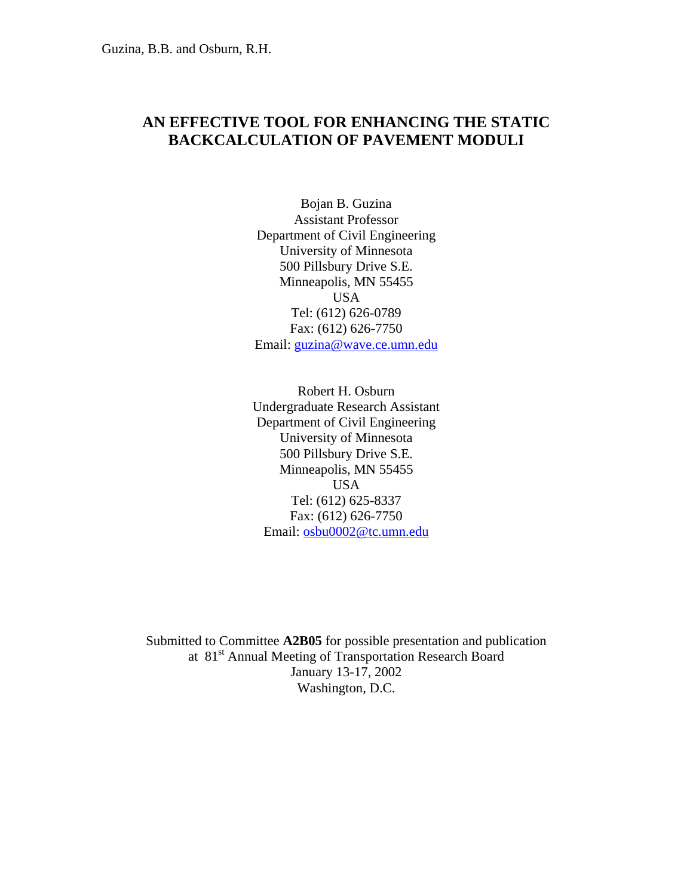# AN EFFECTIVE TOOL FOR ENHANCING THE STATIC BACKCALCULATION OF PAVEMENT MODULI

Bojan B. Guzina
Assistant Professor
Department of Civil Engineering
University of Minnesota
500 Pillsbury Drive S.E.
Minneapolis, MN 55455
USA
Tel: (612) 626-0789
Fax: (612) 626-7750
Email: guzina@wave.ce.umn.edu

Robert H. Osburn
Undergraduate Research Assistant
Department of Civil Engineering
University of Minnesota
500 Pillsbury Drive S.E.
Minneapolis, MN 55455
USA
Tel: (612) 625-8337
Fax: (612) 626-7750
Email: osbu0002@tc.umn.edu

Submitted to Committee **A2B05** for possible presentation and publication at 81st Annual Meeting of Transportation Research Board
January 13-17, 2002
Washington, D.C.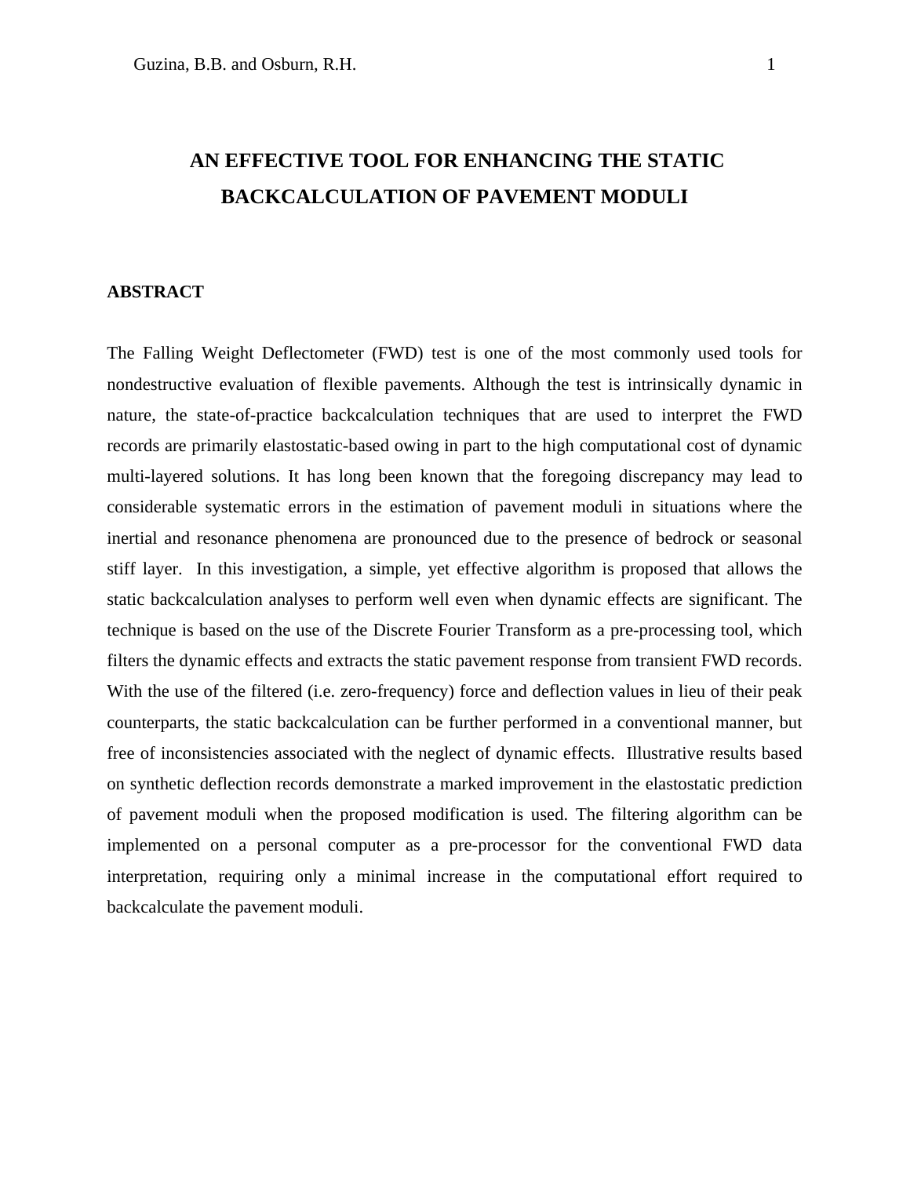# AN EFFECTIVE TOOL FOR ENHANCING THE STATIC BACKCALCULATION OF PAVEMENT MODULI

## ABSTRACT

The Falling Weight Deflectometer (FWD) test is one of the most commonly used tools for nondestructive evaluation of flexible pavements. Although the test is intrinsically dynamic in nature, the state-of-practice backcalculation techniques that are used to interpret the FWD records are primarily elastostatic-based owing in part to the high computational cost of dynamic multi-layered solutions. It has long been known that the foregoing discrepancy may lead to considerable systematic errors in the estimation of pavement moduli in situations where the inertial and resonance phenomena are pronounced due to the presence of bedrock or seasonal stiff layer. In this investigation, a simple, yet effective algorithm is proposed that allows the static backcalculation analyses to perform well even when dynamic effects are significant. The technique is based on the use of the Discrete Fourier Transform as a pre-processing tool, which filters the dynamic effects and extracts the static pavement response from transient FWD records. With the use of the filtered (i.e. zero-frequency) force and deflection values in lieu of their peak counterparts, the static backcalculation can be further performed in a conventional manner, but free of inconsistencies associated with the neglect of dynamic effects. Illustrative results based on synthetic deflection records demonstrate a marked improvement in the elastostatic prediction of pavement moduli when the proposed modification is used. The filtering algorithm can be implemented on a personal computer as a pre-processor for the conventional FWD data interpretation, requiring only a minimal increase in the computational effort required to backcalculate the pavement moduli.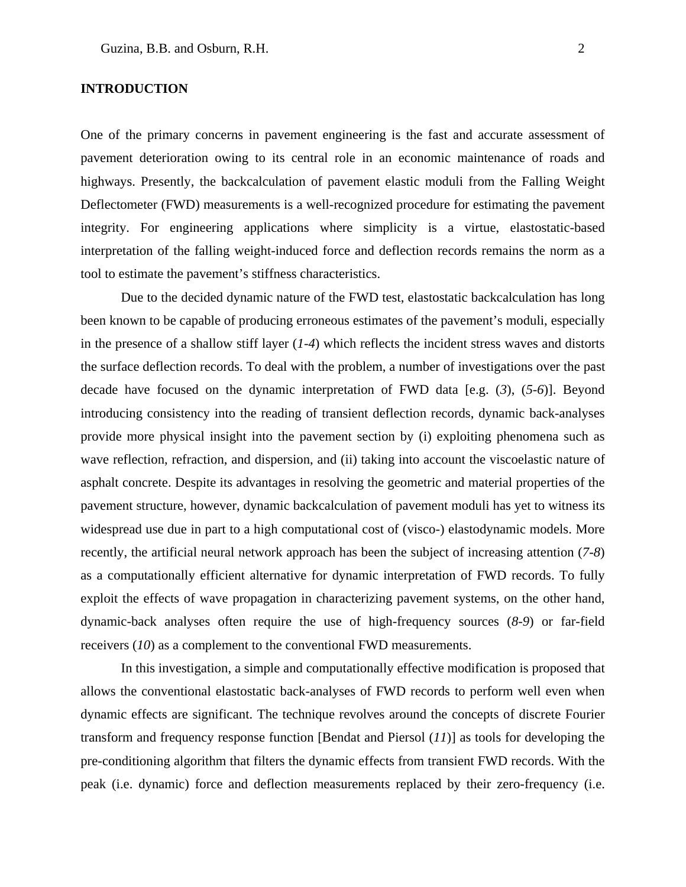## INTRODUCTION

One of the primary concerns in pavement engineering is the fast and accurate assessment of pavement deterioration owing to its central role in an economic maintenance of roads and highways. Presently, the backcalculation of pavement elastic moduli from the Falling Weight Deflectometer (FWD) measurements is a well-recognized procedure for estimating the pavement integrity. For engineering applications where simplicity is a virtue, elastostatic-based interpretation of the falling weight-induced force and deflection records remains the norm as a tool to estimate the pavement's stiffness characteristics.

Due to the decided dynamic nature of the FWD test, elastostatic backcalculation has long been known to be capable of producing erroneous estimates of the pavement's moduli, especially in the presence of a shallow stiff layer (*1-4*) which reflects the incident stress waves and distorts the surface deflection records. To deal with the problem, a number of investigations over the past decade have focused on the dynamic interpretation of FWD data [e.g. (*3*), (*5-6*)]. Beyond introducing consistency into the reading of transient deflection records, dynamic back-analyses provide more physical insight into the pavement section by (i) exploiting phenomena such as wave reflection, refraction, and dispersion, and (ii) taking into account the viscoelastic nature of asphalt concrete. Despite its advantages in resolving the geometric and material properties of the pavement structure, however, dynamic backcalculation of pavement moduli has yet to witness its widespread use due in part to a high computational cost of (visco-) elastodynamic models. More recently, the artificial neural network approach has been the subject of increasing attention (*7-8*) as a computationally efficient alternative for dynamic interpretation of FWD records. To fully exploit the effects of wave propagation in characterizing pavement systems, on the other hand, dynamic-back analyses often require the use of high-frequency sources (*8-9*) or far-field receivers (*10*) as a complement to the conventional FWD measurements.

In this investigation, a simple and computationally effective modification is proposed that allows the conventional elastostatic back-analyses of FWD records to perform well even when dynamic effects are significant. The technique revolves around the concepts of discrete Fourier transform and frequency response function [Bendat and Piersol (*11*)] as tools for developing the pre-conditioning algorithm that filters the dynamic effects from transient FWD records. With the peak (i.e. dynamic) force and deflection measurements replaced by their zero-frequency (i.e.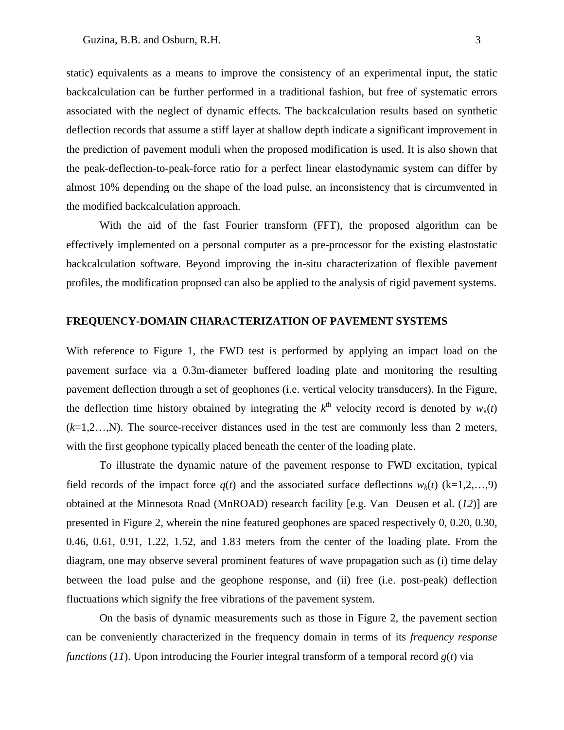static) equivalents as a means to improve the consistency of an experimental input, the static backcalculation can be further performed in a traditional fashion, but free of systematic errors associated with the neglect of dynamic effects. The backcalculation results based on synthetic deflection records that assume a stiff layer at shallow depth indicate a significant improvement in the prediction of pavement moduli when the proposed modification is used. It is also shown that the peak-deflection-to-peak-force ratio for a perfect linear elastodynamic system can differ by almost 10% depending on the shape of the load pulse, an inconsistency that is circumvented in the modified backcalculation approach.

With the aid of the fast Fourier transform (FFT), the proposed algorithm can be effectively implemented on a personal computer as a pre-processor for the existing elastostatic backcalculation software. Beyond improving the in-situ characterization of flexible pavement profiles, the modification proposed can also be applied to the analysis of rigid pavement systems.

## FREQUENCY-DOMAIN CHARACTERIZATION OF PAVEMENT SYSTEMS

With reference to Figure 1, the FWD test is performed by applying an impact load on the pavement surface via a 0.3m-diameter buffered loading plate and monitoring the resulting pavement deflection through a set of geophones (i.e. vertical velocity transducers). In the Figure, the deflection time history obtained by integrating the $k^{\text{th}}$ velocity record is denoted by $w_k(t)$ ($k$=1,2…,N). The source-receiver distances used in the test are commonly less than 2 meters, with the first geophone typically placed beneath the center of the loading plate.

To illustrate the dynamic nature of the pavement response to FWD excitation, typical field records of the impact force $q(t)$ and the associated surface deflections $w_k(t)$ (k=1,2,…,9) obtained at the Minnesota Road (MnROAD) research facility [e.g. Van Deusen et al. (*12*)] are presented in Figure 2, wherein the nine featured geophones are spaced respectively 0, 0.20, 0.30, 0.46, 0.61, 0.91, 1.22, 1.52, and 1.83 meters from the center of the loading plate. From the diagram, one may observe several prominent features of wave propagation such as (i) time delay between the load pulse and the geophone response, and (ii) free (i.e. post-peak) deflection fluctuations which signify the free vibrations of the pavement system.

On the basis of dynamic measurements such as those in Figure 2, the pavement section can be conveniently characterized in the frequency domain in terms of its *frequency response functions* (*11*). Upon introducing the Fourier integral transform of a temporal record $g(t)$ via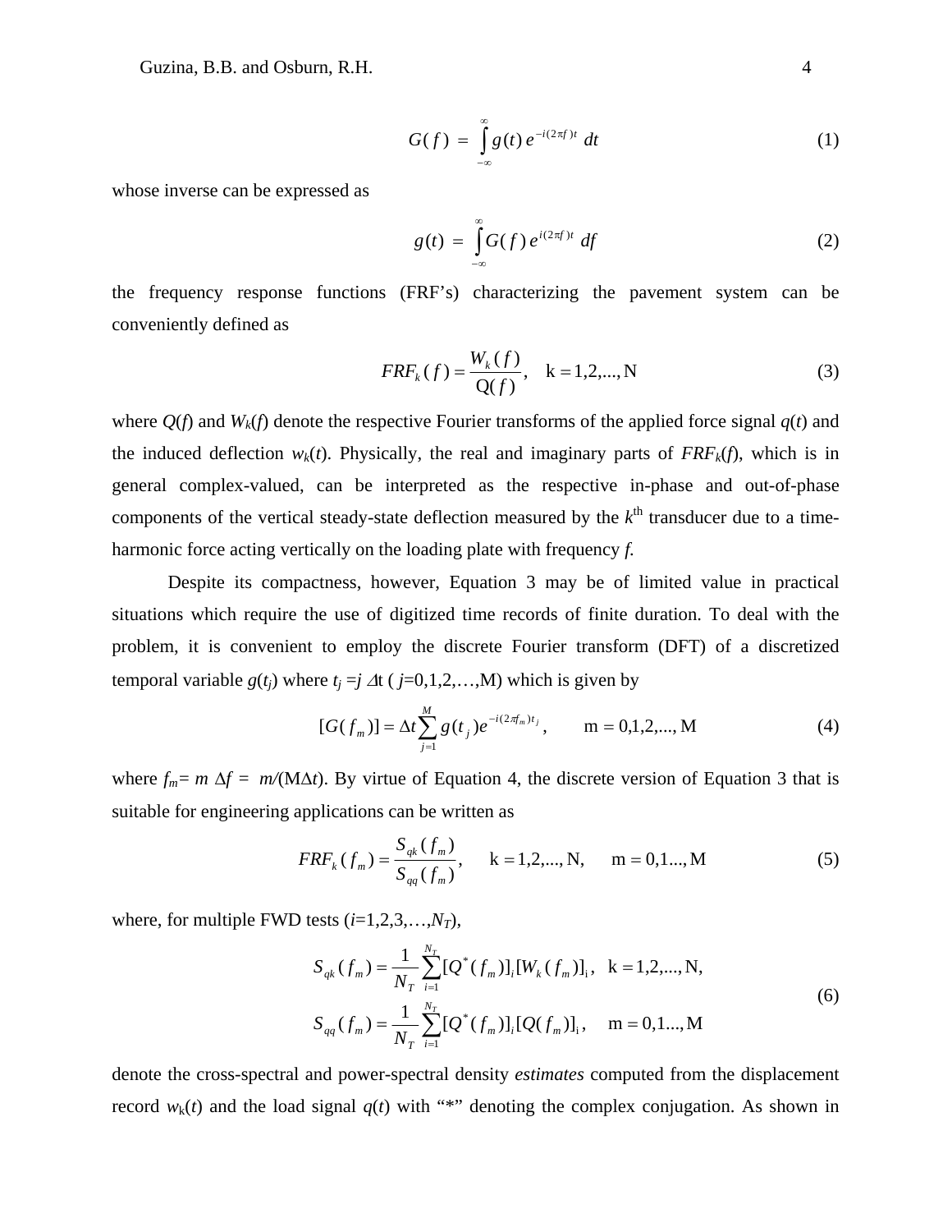$$G(f) = \int_{-\infty}^{\infty} g(t)\, e^{-i(2\pi f)t}\; dt \tag{1}$$

whose inverse can be expressed as

$$g(t) = \int_{-\infty}^{\infty} G(f)\, e^{i(2\pi f)t}\; df \tag{2}$$

the frequency response functions (FRF's) characterizing the pavement system can be conveniently defined as

$$FRF_k(f) = \frac{W_k(f)}{\mathrm{Q}(f)}, \quad \mathrm{k} = 1,2,...,\mathrm{N} \tag{3}$$

where $Q(f)$ and $W_k(f)$ denote the respective Fourier transforms of the applied force signal $q(t)$ and the induced deflection $w_k(t)$. Physically, the real and imaginary parts of $FRF_k(f)$, which is in general complex-valued, can be interpreted as the respective in-phase and out-of-phase components of the vertical steady-state deflection measured by the $k^{\mathrm{th}}$ transducer due to a time-harmonic force acting vertically on the loading plate with frequency $f$.

Despite its compactness, however, Equation 3 may be of limited value in practical situations which require the use of digitized time records of finite duration. To deal with the problem, it is convenient to employ the discrete Fourier transform (DFT) of a discretized temporal variable $g(t_j)$ where $t_j = j\,\Delta t$ ( $j$=0,1,2,…,M) which is given by

$$[G(f_m)] = \Delta t \sum_{j=1}^{M} g(t_j) e^{-i(2\pi f_m)t_j}, \qquad \mathrm{m} = 0,1,2,...,\mathrm{M} \tag{4}$$

where $f_m = m\,\Delta f = m/(\mathrm{M}\Delta t)$. By virtue of Equation 4, the discrete version of Equation 3 that is suitable for engineering applications can be written as

$$FRF_k(f_m) = \frac{S_{qk}(f_m)}{S_{qq}(f_m)}, \quad \mathrm{k} = 1,2,...,\mathrm{N}, \quad \mathrm{m} = 0,1...,\mathrm{M} \tag{5}$$

where, for multiple FWD tests ($i$=1,2,3,…,$N_T$),

$$\begin{aligned} S_{qk}(f_m) &= \frac{1}{N_T}\sum_{i=1}^{N_T}[Q^*(f_m)]_i[W_k(f_m)]_{\mathrm{i}}, \quad \mathrm{k} = 1,2,...,\mathrm{N}, \\ S_{qq}(f_m) &= \frac{1}{N_T}\sum_{i=1}^{N_T}[Q^*(f_m)]_i[Q(f_m)]_{\mathrm{i}}, \quad \mathrm{m} = 0,1...,\mathrm{M} \end{aligned} \tag{6}$$

denote the cross-spectral and power-spectral density *estimates* computed from the displacement record $w_k(t)$ and the load signal $q(t)$ with "*" denoting the complex conjugation. As shown in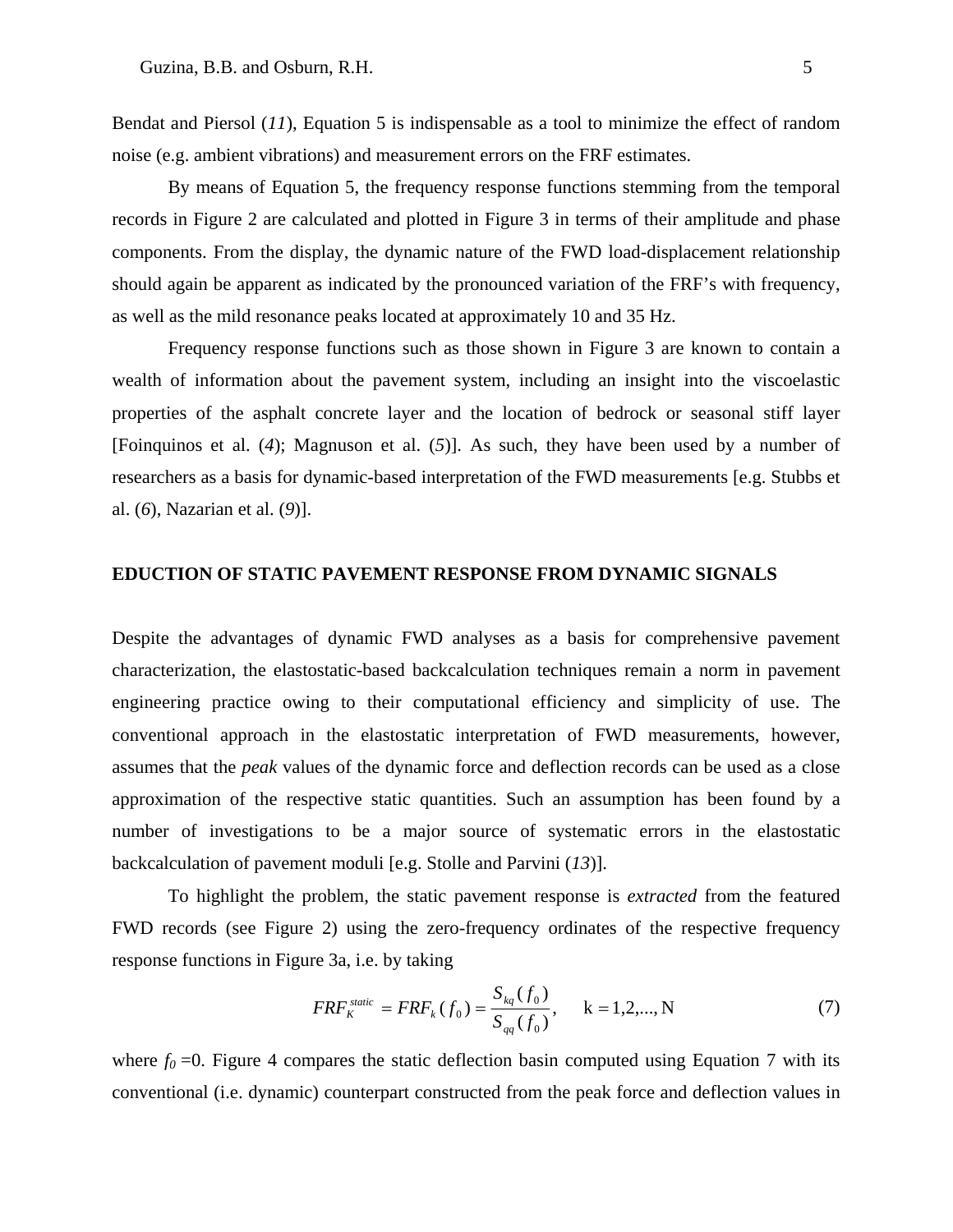Bendat and Piersol (*11*), Equation 5 is indispensable as a tool to minimize the effect of random noise (e.g. ambient vibrations) and measurement errors on the FRF estimates.

By means of Equation 5, the frequency response functions stemming from the temporal records in Figure 2 are calculated and plotted in Figure 3 in terms of their amplitude and phase components. From the display, the dynamic nature of the FWD load-displacement relationship should again be apparent as indicated by the pronounced variation of the FRF's with frequency, as well as the mild resonance peaks located at approximately 10 and 35 Hz.

Frequency response functions such as those shown in Figure 3 are known to contain a wealth of information about the pavement system, including an insight into the viscoelastic properties of the asphalt concrete layer and the location of bedrock or seasonal stiff layer [Foinquinos et al. (*4*); Magnuson et al. (*5*)]. As such, they have been used by a number of researchers as a basis for dynamic-based interpretation of the FWD measurements [e.g. Stubbs et al. (*6*), Nazarian et al. (*9*)].

## EDUCTION OF STATIC PAVEMENT RESPONSE FROM DYNAMIC SIGNALS

Despite the advantages of dynamic FWD analyses as a basis for comprehensive pavement characterization, the elastostatic-based backcalculation techniques remain a norm in pavement engineering practice owing to their computational efficiency and simplicity of use. The conventional approach in the elastostatic interpretation of FWD measurements, however, assumes that the *peak* values of the dynamic force and deflection records can be used as a close approximation of the respective static quantities. Such an assumption has been found by a number of investigations to be a major source of systematic errors in the elastostatic backcalculation of pavement moduli [e.g. Stolle and Parvini (*13*)].

To highlight the problem, the static pavement response is *extracted* from the featured FWD records (see Figure 2) using the zero-frequency ordinates of the respective frequency response functions in Figure 3a, i.e. by taking

$$FRF_K^{static} = FRF_k(f_0) = \frac{S_{kq}(f_0)}{S_{qq}(f_0)}, \quad \text{k} = 1,2,..., \text{N} \tag{7}$$

where $f_0 = 0$. Figure 4 compares the static deflection basin computed using Equation 7 with its conventional (i.e. dynamic) counterpart constructed from the peak force and deflection values in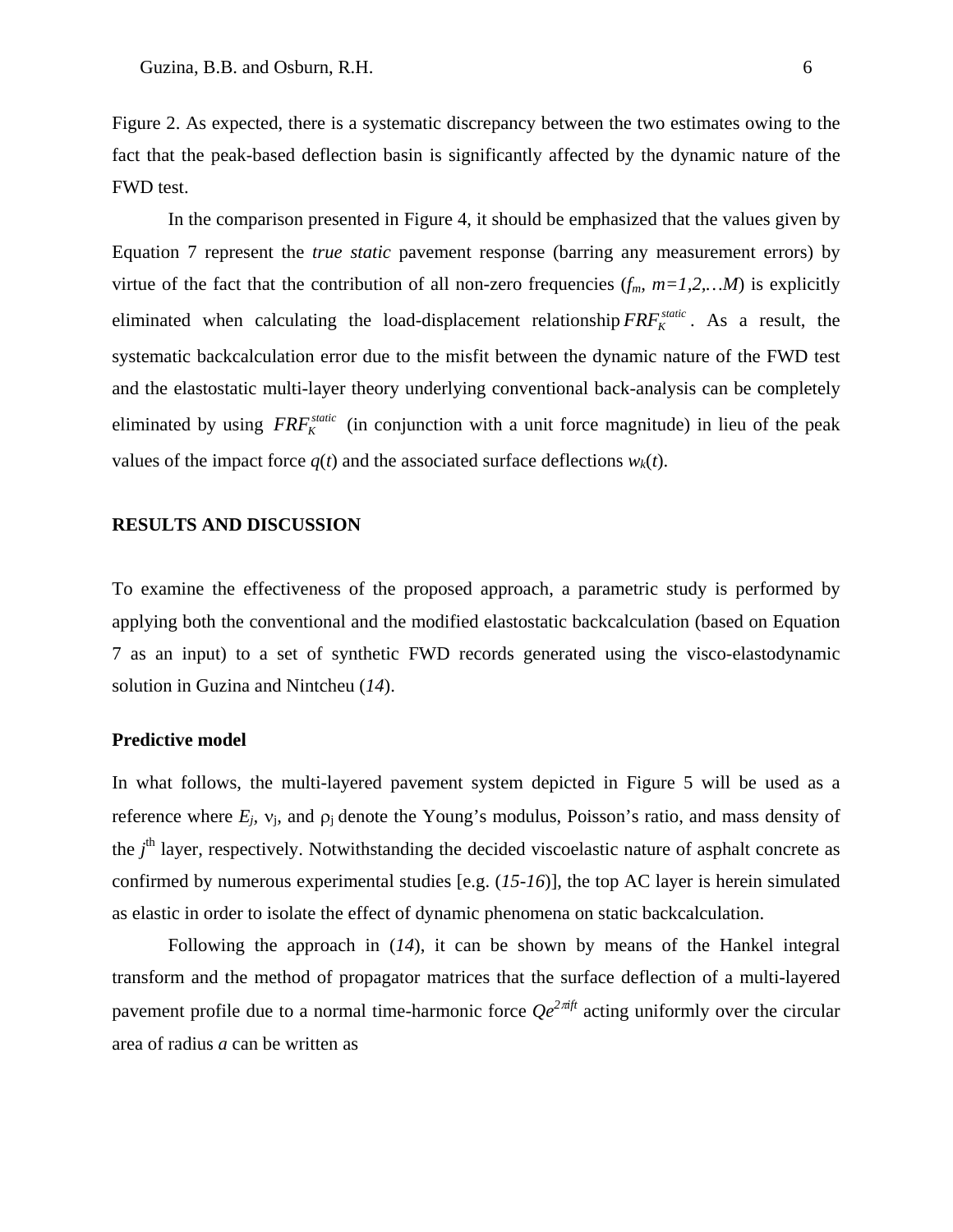Figure 2. As expected, there is a systematic discrepancy between the two estimates owing to the fact that the peak-based deflection basin is significantly affected by the dynamic nature of the FWD test.

In the comparison presented in Figure 4, it should be emphasized that the values given by Equation 7 represent the *true static* pavement response (barring any measurement errors) by virtue of the fact that the contribution of all non-zero frequencies ($f_m$, $m=1,2,\ldots M$) is explicitly eliminated when calculating the load-displacement relationship $FRF_K^{static}$. As a result, the systematic backcalculation error due to the misfit between the dynamic nature of the FWD test and the elastostatic multi-layer theory underlying conventional back-analysis can be completely eliminated by using $FRF_K^{static}$ (in conjunction with a unit force magnitude) in lieu of the peak values of the impact force $q(t)$ and the associated surface deflections $w_k(t)$.

## RESULTS AND DISCUSSION

To examine the effectiveness of the proposed approach, a parametric study is performed by applying both the conventional and the modified elastostatic backcalculation (based on Equation 7 as an input) to a set of synthetic FWD records generated using the visco-elastodynamic solution in Guzina and Nintcheu (*14*).

### Predictive model

In what follows, the multi-layered pavement system depicted in Figure 5 will be used as a reference where $E_j$, $\nu_j$, and $\rho_j$ denote the Young's modulus, Poisson's ratio, and mass density of the $j^{th}$ layer, respectively. Notwithstanding the decided viscoelastic nature of asphalt concrete as confirmed by numerous experimental studies [e.g. (*15-16*)], the top AC layer is herein simulated as elastic in order to isolate the effect of dynamic phenomena on static backcalculation.

Following the approach in (*14*), it can be shown by means of the Hankel integral transform and the method of propagator matrices that the surface deflection of a multi-layered pavement profile due to a normal time-harmonic force $Qe^{2\pi ift}$ acting uniformly over the circular area of radius $a$ can be written as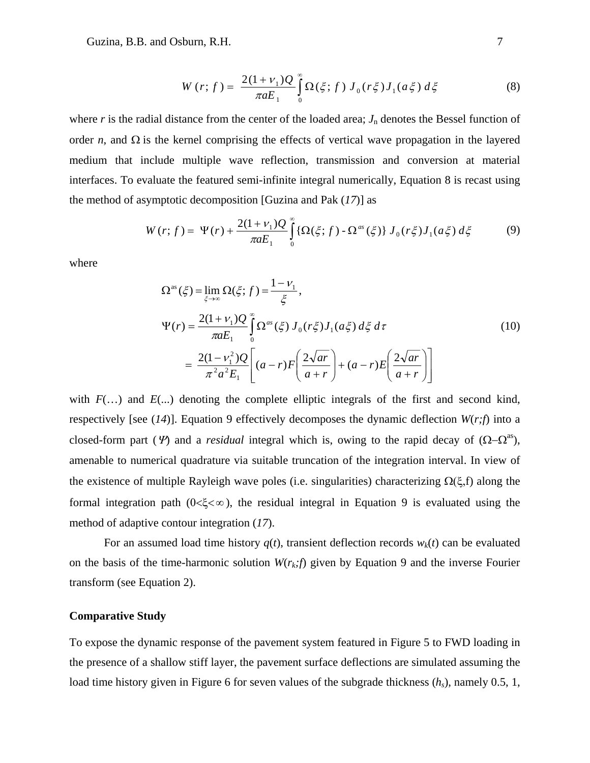$$W(r;\, f) = \frac{2(1+\nu_1)Q}{\pi a E_1} \int_0^\infty \Omega(\xi;\, f)\, J_0(r\xi) J_1(a\xi)\, d\xi \tag{8}$$

where $r$ is the radial distance from the center of the loaded area; $J_n$ denotes the Bessel function of order $n$, and $\Omega$ is the kernel comprising the effects of vertical wave propagation in the layered medium that include multiple wave reflection, transmission and conversion at material interfaces. To evaluate the featured semi-infinite integral numerically, Equation 8 is recast using the method of asymptotic decomposition [Guzina and Pak (*17*)] as

$$W(r;\, f) = \Psi(r) + \frac{2(1+\nu_1)Q}{\pi a E_1} \int_0^\infty \{\Omega(\xi;\, f) - \Omega^{as}(\xi)\}\, J_0(r\xi) J_1(a\xi)\, d\xi \tag{9}$$

where

$$\begin{aligned}
\Omega^{\text{as}}(\xi) &= \lim_{\xi\to\infty} \Omega(\xi;\, f) = \frac{1-\nu_1}{\xi}, \\
\Psi(r) &= \frac{2(1+\nu_1)Q}{\pi a E_1} \int_0^\infty \Omega^{as}(\xi)\, J_0(r\xi) J_1(a\xi)\, d\xi\, d\tau \\
&= \frac{2(1-\nu_1^2)Q}{\pi^2 a^2 E_1} \left[ (a-r) F\left(\frac{2\sqrt{ar}}{a+r}\right) + (a-r) E\left(\frac{2\sqrt{ar}}{a+r}\right) \right]
\end{aligned} \tag{10}$$

with $F(\ldots)$ and $E(\ldots)$ denoting the complete elliptic integrals of the first and second kind, respectively [see (*14*)]. Equation 9 effectively decomposes the dynamic deflection $W(r;f)$ into a closed-form part ($\Psi$) and a *residual* integral which is, owing to the rapid decay of ($\Omega$–$\Omega^{as}$), amenable to numerical quadrature via suitable truncation of the integration interval. In view of the existence of multiple Rayleigh wave poles (i.e. singularities) characterizing $\Omega(\xi,f)$ along the formal integration path ($0<\xi<\infty$), the residual integral in Equation 9 is evaluated using the method of adaptive contour integration (*17*).

For an assumed load time history $q(t)$, transient deflection records $w_k(t)$ can be evaluated on the basis of the time-harmonic solution $W(r_k;f)$ given by Equation 9 and the inverse Fourier transform (see Equation 2).

## Comparative Study

To expose the dynamic response of the pavement system featured in Figure 5 to FWD loading in the presence of a shallow stiff layer, the pavement surface deflections are simulated assuming the load time history given in Figure 6 for seven values of the subgrade thickness ($h_s$), namely 0.5, 1,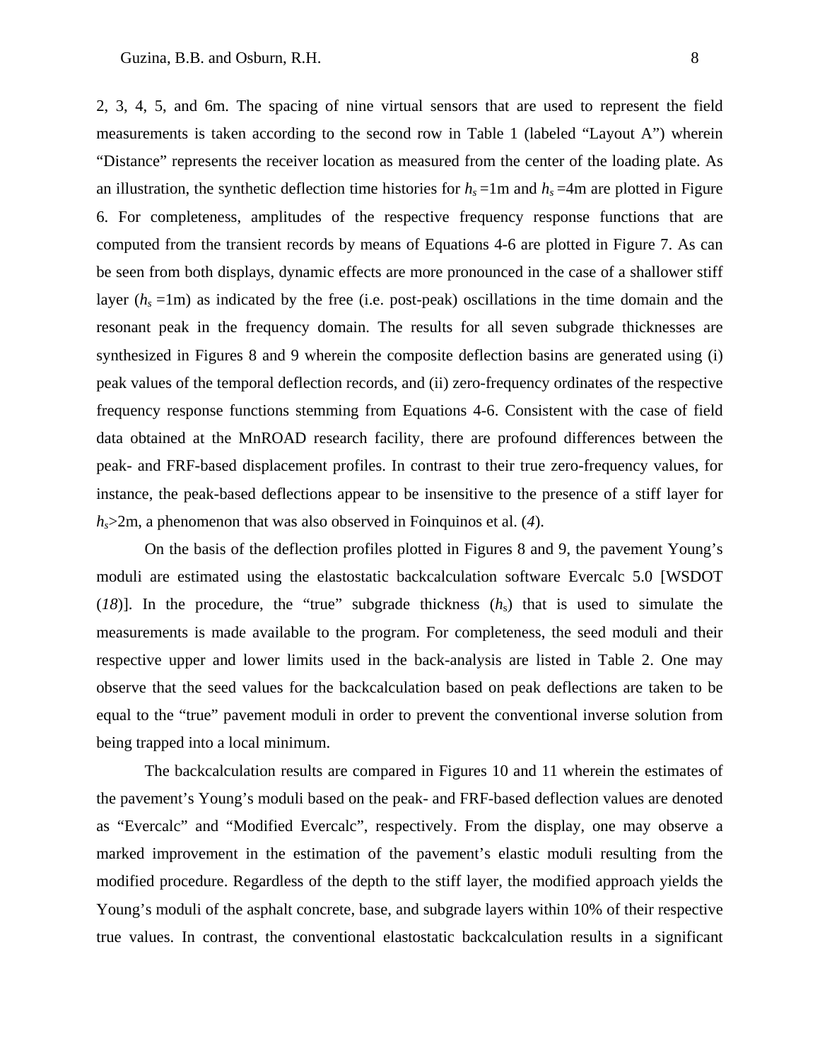2, 3, 4, 5, and 6m. The spacing of nine virtual sensors that are used to represent the field measurements is taken according to the second row in Table 1 (labeled "Layout A") wherein "Distance" represents the receiver location as measured from the center of the loading plate. As an illustration, the synthetic deflection time histories for $h_s$ =1m and $h_s$ =4m are plotted in Figure 6. For completeness, amplitudes of the respective frequency response functions that are computed from the transient records by means of Equations 4-6 are plotted in Figure 7. As can be seen from both displays, dynamic effects are more pronounced in the case of a shallower stiff layer ($h_s$ =1m) as indicated by the free (i.e. post-peak) oscillations in the time domain and the resonant peak in the frequency domain. The results for all seven subgrade thicknesses are synthesized in Figures 8 and 9 wherein the composite deflection basins are generated using (i) peak values of the temporal deflection records, and (ii) zero-frequency ordinates of the respective frequency response functions stemming from Equations 4-6. Consistent with the case of field data obtained at the MnROAD research facility, there are profound differences between the peak- and FRF-based displacement profiles. In contrast to their true zero-frequency values, for instance, the peak-based deflections appear to be insensitive to the presence of a stiff layer for $h_s$>2m, a phenomenon that was also observed in Foinquinos et al. (*4*).

On the basis of the deflection profiles plotted in Figures 8 and 9, the pavement Young's moduli are estimated using the elastostatic backcalculation software Evercalc 5.0 [WSDOT (*18*)]. In the procedure, the "true" subgrade thickness ($h_s$) that is used to simulate the measurements is made available to the program. For completeness, the seed moduli and their respective upper and lower limits used in the back-analysis are listed in Table 2. One may observe that the seed values for the backcalculation based on peak deflections are taken to be equal to the "true" pavement moduli in order to prevent the conventional inverse solution from being trapped into a local minimum.

The backcalculation results are compared in Figures 10 and 11 wherein the estimates of the pavement's Young's moduli based on the peak- and FRF-based deflection values are denoted as "Evercalc" and "Modified Evercalc", respectively. From the display, one may observe a marked improvement in the estimation of the pavement's elastic moduli resulting from the modified procedure. Regardless of the depth to the stiff layer, the modified approach yields the Young's moduli of the asphalt concrete, base, and subgrade layers within 10% of their respective true values. In contrast, the conventional elastostatic backcalculation results in a significant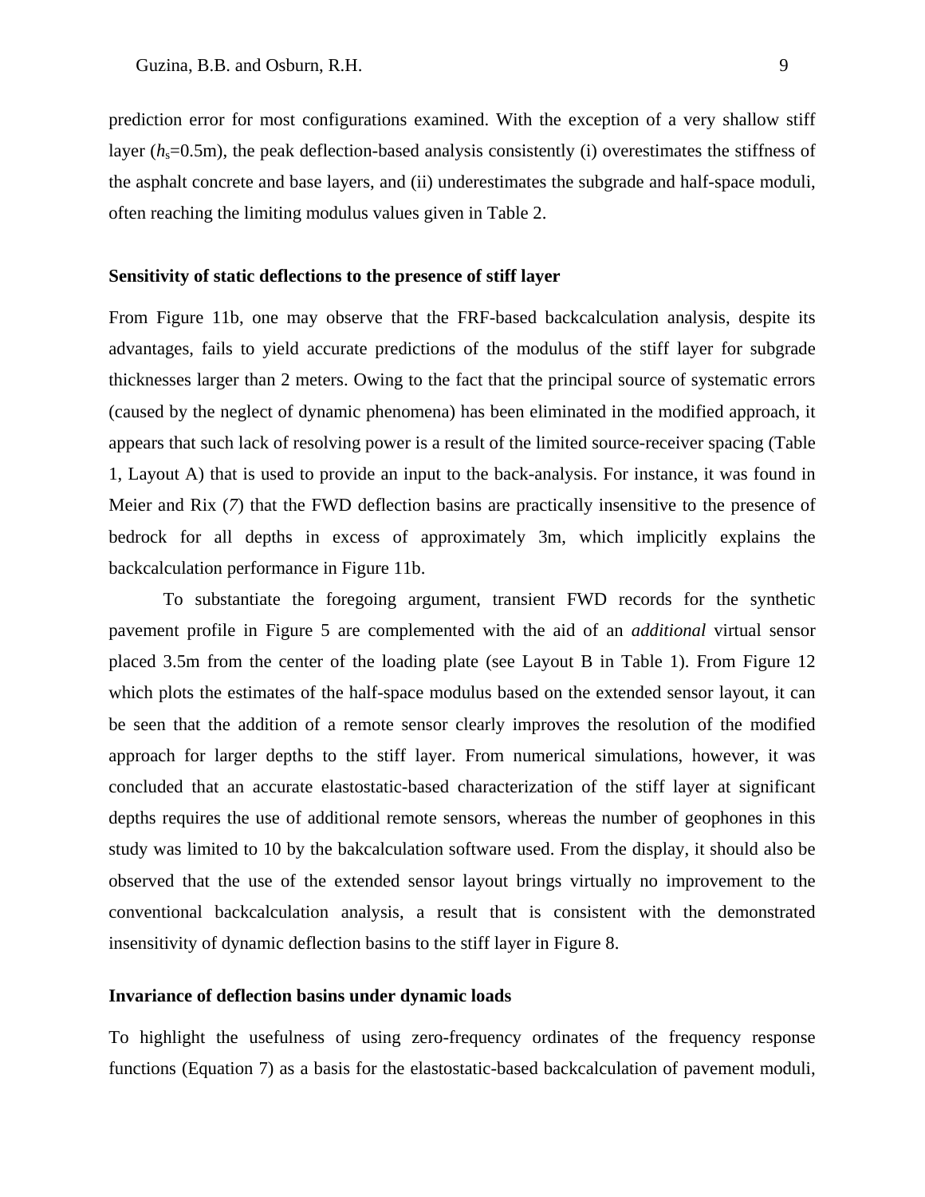prediction error for most configurations examined. With the exception of a very shallow stiff layer ($h_s$=0.5m), the peak deflection-based analysis consistently (i) overestimates the stiffness of the asphalt concrete and base layers, and (ii) underestimates the subgrade and half-space moduli, often reaching the limiting modulus values given in Table 2.

**Sensitivity of static deflections to the presence of stiff layer**

From Figure 11b, one may observe that the FRF-based backcalculation analysis, despite its advantages, fails to yield accurate predictions of the modulus of the stiff layer for subgrade thicknesses larger than 2 meters. Owing to the fact that the principal source of systematic errors (caused by the neglect of dynamic phenomena) has been eliminated in the modified approach, it appears that such lack of resolving power is a result of the limited source-receiver spacing (Table 1, Layout A) that is used to provide an input to the back-analysis. For instance, it was found in Meier and Rix (*7*) that the FWD deflection basins are practically insensitive to the presence of bedrock for all depths in excess of approximately 3m, which implicitly explains the backcalculation performance in Figure 11b.

To substantiate the foregoing argument, transient FWD records for the synthetic pavement profile in Figure 5 are complemented with the aid of an *additional* virtual sensor placed 3.5m from the center of the loading plate (see Layout B in Table 1). From Figure 12 which plots the estimates of the half-space modulus based on the extended sensor layout, it can be seen that the addition of a remote sensor clearly improves the resolution of the modified approach for larger depths to the stiff layer. From numerical simulations, however, it was concluded that an accurate elastostatic-based characterization of the stiff layer at significant depths requires the use of additional remote sensors, whereas the number of geophones in this study was limited to 10 by the bakcalculation software used. From the display, it should also be observed that the use of the extended sensor layout brings virtually no improvement to the conventional backcalculation analysis, a result that is consistent with the demonstrated insensitivity of dynamic deflection basins to the stiff layer in Figure 8.

**Invariance of deflection basins under dynamic loads**

To highlight the usefulness of using zero-frequency ordinates of the frequency response functions (Equation 7) as a basis for the elastostatic-based backcalculation of pavement moduli,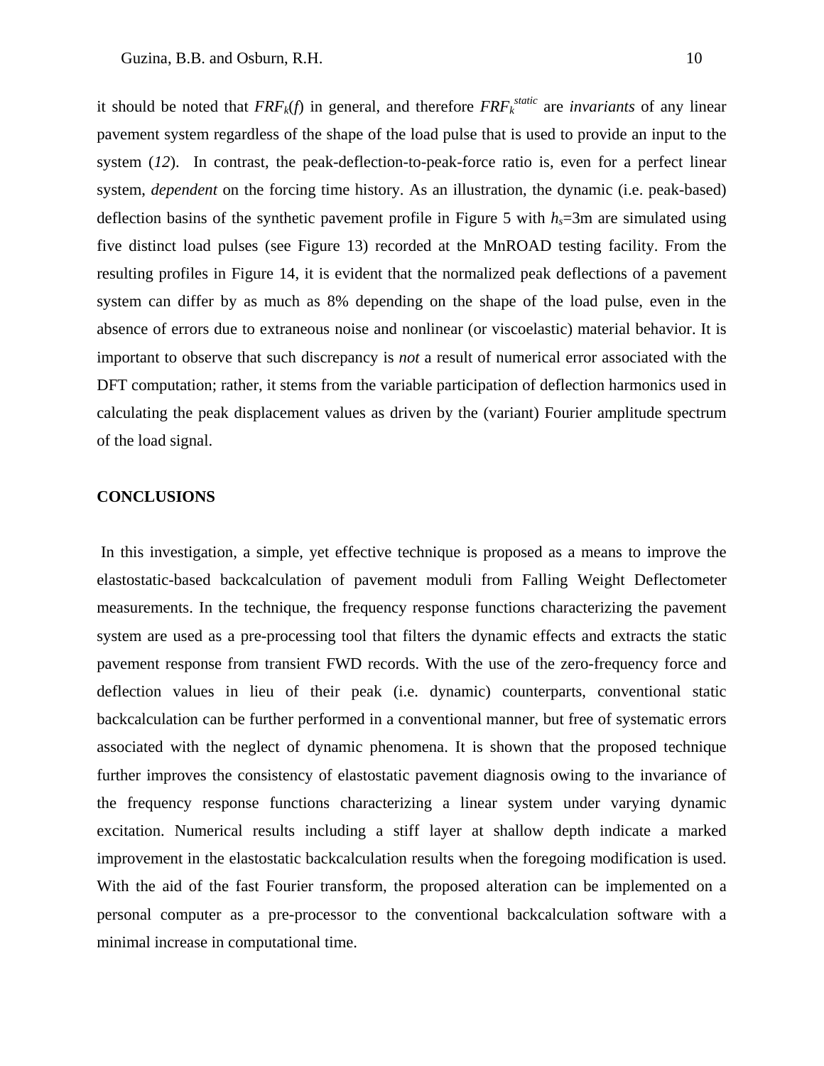it should be noted that $FRF_k(f)$ in general, and therefore $FRF_k^{static}$ are *invariants* of any linear pavement system regardless of the shape of the load pulse that is used to provide an input to the system (*12*). In contrast, the peak-deflection-to-peak-force ratio is, even for a perfect linear system, *dependent* on the forcing time history. As an illustration, the dynamic (i.e. peak-based) deflection basins of the synthetic pavement profile in Figure 5 with $h_s$=3m are simulated using five distinct load pulses (see Figure 13) recorded at the MnROAD testing facility. From the resulting profiles in Figure 14, it is evident that the normalized peak deflections of a pavement system can differ by as much as 8% depending on the shape of the load pulse, even in the absence of errors due to extraneous noise and nonlinear (or viscoelastic) material behavior. It is important to observe that such discrepancy is *not* a result of numerical error associated with the DFT computation; rather, it stems from the variable participation of deflection harmonics used in calculating the peak displacement values as driven by the (variant) Fourier amplitude spectrum of the load signal.

## CONCLUSIONS

In this investigation, a simple, yet effective technique is proposed as a means to improve the elastostatic-based backcalculation of pavement moduli from Falling Weight Deflectometer measurements. In the technique, the frequency response functions characterizing the pavement system are used as a pre-processing tool that filters the dynamic effects and extracts the static pavement response from transient FWD records. With the use of the zero-frequency force and deflection values in lieu of their peak (i.e. dynamic) counterparts, conventional static backcalculation can be further performed in a conventional manner, but free of systematic errors associated with the neglect of dynamic phenomena. It is shown that the proposed technique further improves the consistency of elastostatic pavement diagnosis owing to the invariance of the frequency response functions characterizing a linear system under varying dynamic excitation. Numerical results including a stiff layer at shallow depth indicate a marked improvement in the elastostatic backcalculation results when the foregoing modification is used. With the aid of the fast Fourier transform, the proposed alteration can be implemented on a personal computer as a pre-processor to the conventional backcalculation software with a minimal increase in computational time.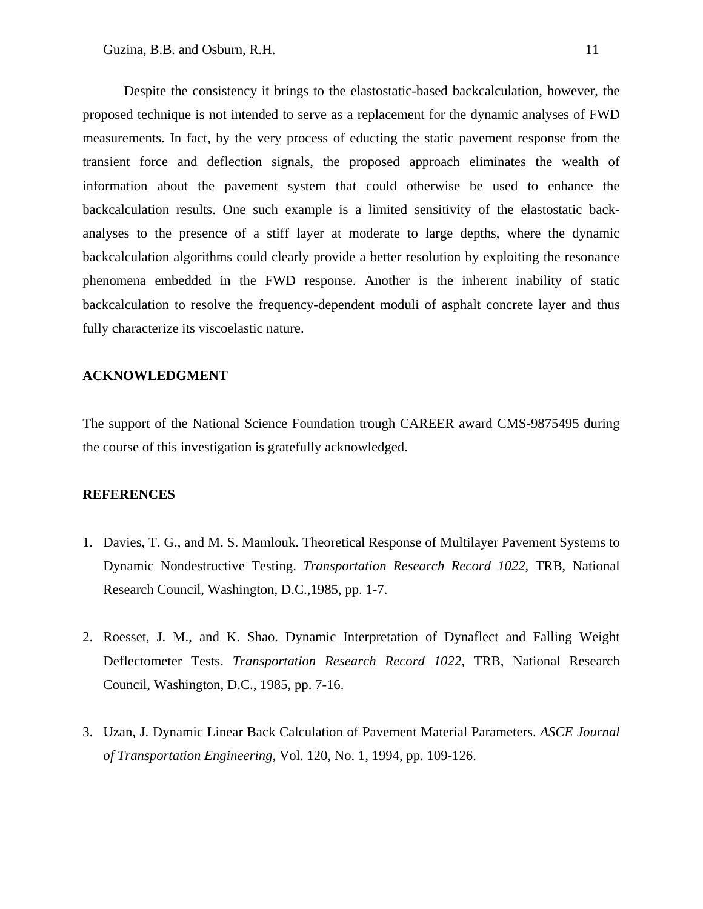Despite the consistency it brings to the elastostatic-based backcalculation, however, the proposed technique is not intended to serve as a replacement for the dynamic analyses of FWD measurements. In fact, by the very process of educting the static pavement response from the transient force and deflection signals, the proposed approach eliminates the wealth of information about the pavement system that could otherwise be used to enhance the backcalculation results. One such example is a limited sensitivity of the elastostatic back-analyses to the presence of a stiff layer at moderate to large depths, where the dynamic backcalculation algorithms could clearly provide a better resolution by exploiting the resonance phenomena embedded in the FWD response. Another is the inherent inability of static backcalculation to resolve the frequency-dependent moduli of asphalt concrete layer and thus fully characterize its viscoelastic nature.

## ACKNOWLEDGMENT

The support of the National Science Foundation trough CAREER award CMS-9875495 during the course of this investigation is gratefully acknowledged.

## REFERENCES

1. Davies, T. G., and M. S. Mamlouk. Theoretical Response of Multilayer Pavement Systems to Dynamic Nondestructive Testing. *Transportation Research Record 1022*, TRB, National Research Council, Washington, D.C.,1985, pp. 1-7.

2. Roesset, J. M., and K. Shao. Dynamic Interpretation of Dynaflect and Falling Weight Deflectometer Tests. *Transportation Research Record 1022*, TRB, National Research Council, Washington, D.C., 1985, pp. 7-16.

3. Uzan, J. Dynamic Linear Back Calculation of Pavement Material Parameters. *ASCE Journal of Transportation Engineering*, Vol. 120, No. 1, 1994, pp. 109-126.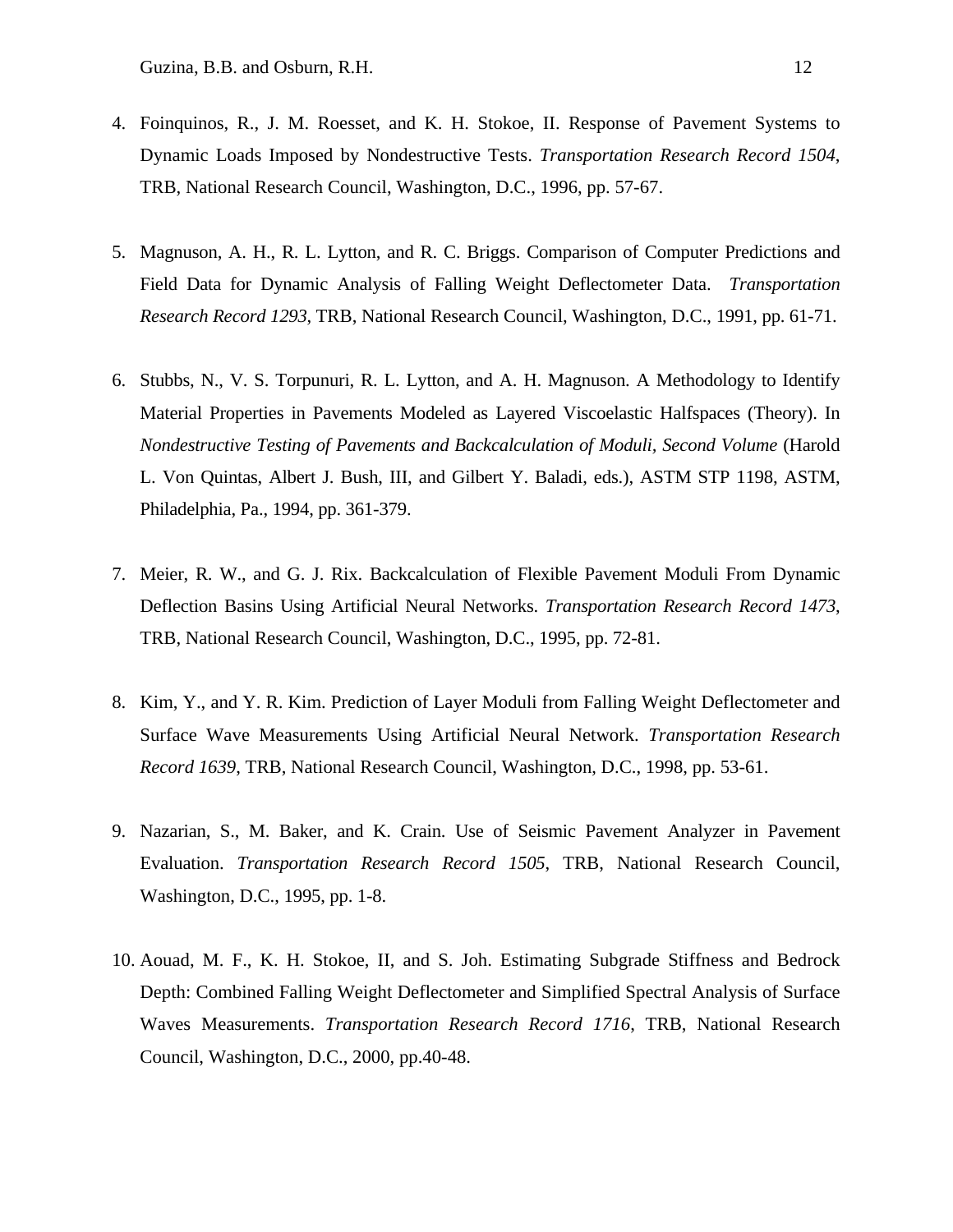4. Foinquinos, R., J. M. Roesset, and K. H. Stokoe, II. Response of Pavement Systems to Dynamic Loads Imposed by Nondestructive Tests. *Transportation Research Record 1504*, TRB, National Research Council, Washington, D.C., 1996, pp. 57-67.

5. Magnuson, A. H., R. L. Lytton, and R. C. Briggs. Comparison of Computer Predictions and Field Data for Dynamic Analysis of Falling Weight Deflectometer Data. *Transportation Research Record 1293*, TRB, National Research Council, Washington, D.C., 1991, pp. 61-71.

6. Stubbs, N., V. S. Torpunuri, R. L. Lytton, and A. H. Magnuson. A Methodology to Identify Material Properties in Pavements Modeled as Layered Viscoelastic Halfspaces (Theory). In *Nondestructive Testing of Pavements and Backcalculation of Moduli, Second Volume* (Harold L. Von Quintas, Albert J. Bush, III, and Gilbert Y. Baladi, eds.), ASTM STP 1198, ASTM, Philadelphia, Pa., 1994, pp. 361-379.

7. Meier, R. W., and G. J. Rix. Backcalculation of Flexible Pavement Moduli From Dynamic Deflection Basins Using Artificial Neural Networks. *Transportation Research Record 1473*, TRB, National Research Council, Washington, D.C., 1995, pp. 72-81.

8. Kim, Y., and Y. R. Kim. Prediction of Layer Moduli from Falling Weight Deflectometer and Surface Wave Measurements Using Artificial Neural Network. *Transportation Research Record 1639*, TRB, National Research Council, Washington, D.C., 1998, pp. 53-61.

9. Nazarian, S., M. Baker, and K. Crain. Use of Seismic Pavement Analyzer in Pavement Evaluation. *Transportation Research Record 1505*, TRB, National Research Council, Washington, D.C., 1995, pp. 1-8.

10. Aouad, M. F., K. H. Stokoe, II, and S. Joh. Estimating Subgrade Stiffness and Bedrock Depth: Combined Falling Weight Deflectometer and Simplified Spectral Analysis of Surface Waves Measurements. *Transportation Research Record 1716*, TRB, National Research Council, Washington, D.C., 2000, pp.40-48.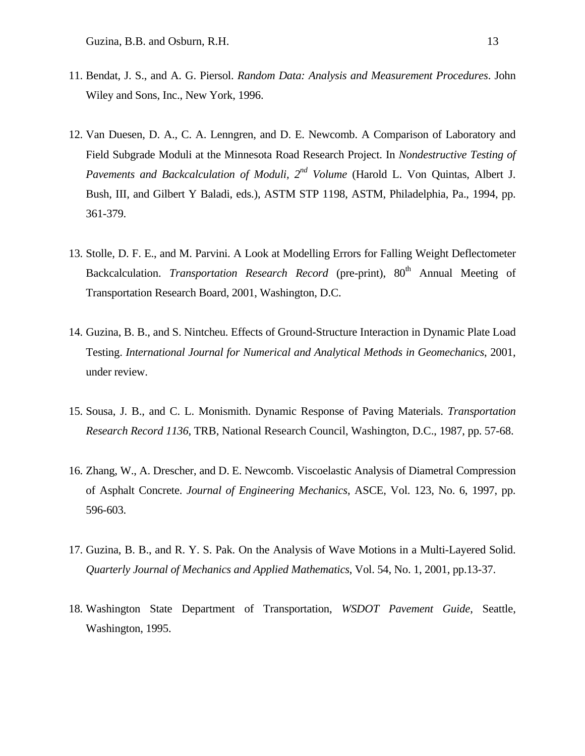11. Bendat, J. S., and A. G. Piersol. *Random Data: Analysis and Measurement Procedures*. John Wiley and Sons, Inc., New York, 1996.

12. Van Duesen, D. A., C. A. Lenngren, and D. E. Newcomb. A Comparison of Laboratory and Field Subgrade Moduli at the Minnesota Road Research Project. In *Nondestructive Testing of Pavements and Backcalculation of Moduli, 2nd Volume* (Harold L. Von Quintas, Albert J. Bush, III, and Gilbert Y Baladi, eds.), ASTM STP 1198, ASTM, Philadelphia, Pa., 1994, pp. 361-379.

13. Stolle, D. F. E., and M. Parvini. A Look at Modelling Errors for Falling Weight Deflectometer Backcalculation. *Transportation Research Record* (pre-print), 80th Annual Meeting of Transportation Research Board, 2001, Washington, D.C.

14. Guzina, B. B., and S. Nintcheu. Effects of Ground-Structure Interaction in Dynamic Plate Load Testing. *International Journal for Numerical and Analytical Methods in Geomechanics*, 2001, under review.

15. Sousa, J. B., and C. L. Monismith. Dynamic Response of Paving Materials. *Transportation Research Record 1136*, TRB, National Research Council, Washington, D.C., 1987, pp. 57-68.

16. Zhang, W., A. Drescher, and D. E. Newcomb. Viscoelastic Analysis of Diametral Compression of Asphalt Concrete. *Journal of Engineering Mechanics*, ASCE, Vol. 123, No. 6, 1997, pp. 596-603.

17. Guzina, B. B., and R. Y. S. Pak. On the Analysis of Wave Motions in a Multi-Layered Solid. *Quarterly Journal of Mechanics and Applied Mathematics*, Vol. 54, No. 1, 2001, pp.13-37.

18. Washington State Department of Transportation, *WSDOT Pavement Guide*, Seattle, Washington, 1995.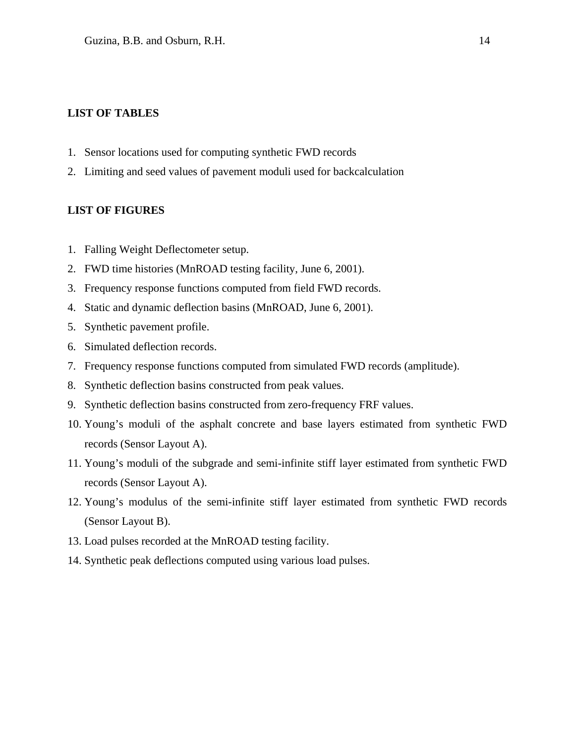**LIST OF TABLES**

1. Sensor locations used for computing synthetic FWD records
2. Limiting and seed values of pavement moduli used for backcalculation

**LIST OF FIGURES**

1. Falling Weight Deflectometer setup.
2. FWD time histories (MnROAD testing facility, June 6, 2001).
3. Frequency response functions computed from field FWD records.
4. Static and dynamic deflection basins (MnROAD, June 6, 2001).
5. Synthetic pavement profile.
6. Simulated deflection records.
7. Frequency response functions computed from simulated FWD records (amplitude).
8. Synthetic deflection basins constructed from peak values.
9. Synthetic deflection basins constructed from zero-frequency FRF values.
10. Young's moduli of the asphalt concrete and base layers estimated from synthetic FWD records (Sensor Layout A).
11. Young's moduli of the subgrade and semi-infinite stiff layer estimated from synthetic FWD records (Sensor Layout A).
12. Young's modulus of the semi-infinite stiff layer estimated from synthetic FWD records (Sensor Layout B).
13. Load pulses recorded at the MnROAD testing facility.
14. Synthetic peak deflections computed using various load pulses.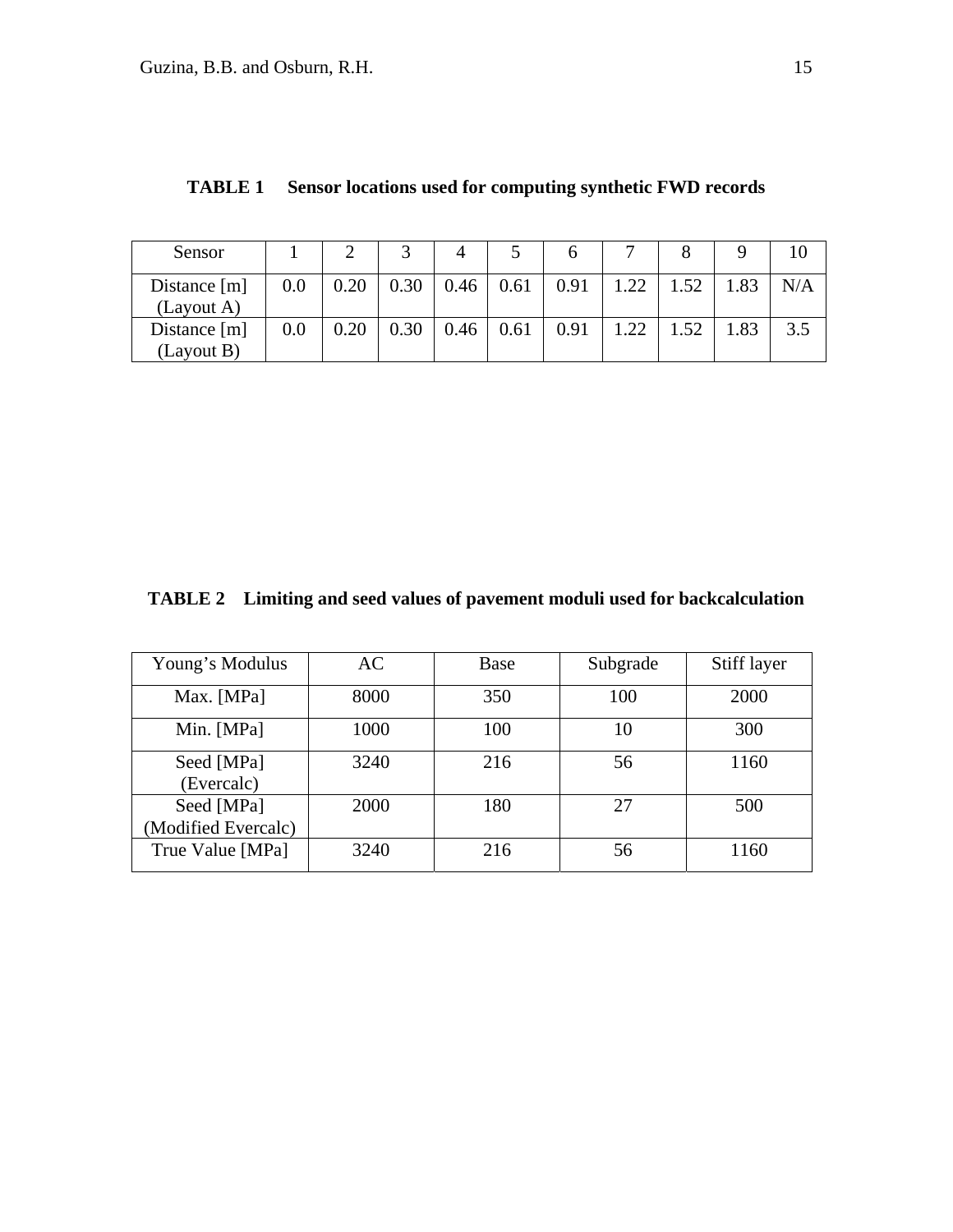**TABLE 1 Sensor locations used for computing synthetic FWD records**

| Sensor | 1 | 2 | 3 | 4 | 5 | 6 | 7 | 8 | 9 | 10 |
|---|---|---|---|---|---|---|---|---|---|---|
| Distance [m] (Layout A) | 0.0 | 0.20 | 0.30 | 0.46 | 0.61 | 0.91 | 1.22 | 1.52 | 1.83 | N/A |
| Distance [m] (Layout B) | 0.0 | 0.20 | 0.30 | 0.46 | 0.61 | 0.91 | 1.22 | 1.52 | 1.83 | 3.5 |

**TABLE 2 Limiting and seed values of pavement moduli used for backcalculation**

| Young's Modulus | AC | Base | Subgrade | Stiff layer |
|---|---|---|---|---|
| Max. [MPa] | 8000 | 350 | 100 | 2000 |
| Min. [MPa] | 1000 | 100 | 10 | 300 |
| Seed [MPa] (Evercalc) | 3240 | 216 | 56 | 1160 |
| Seed [MPa] (Modified Evercalc) | 2000 | 180 | 27 | 500 |
| True Value [MPa] | 3240 | 216 | 56 | 1160 |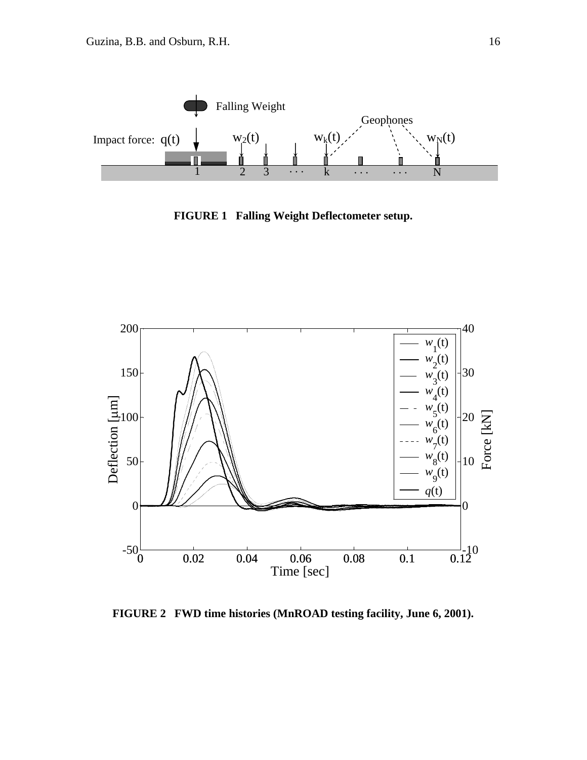**FIGURE 1 Falling Weight Deflectometer setup.**

**FIGURE 2 FWD time histories (MnROAD testing facility, June 6, 2001).**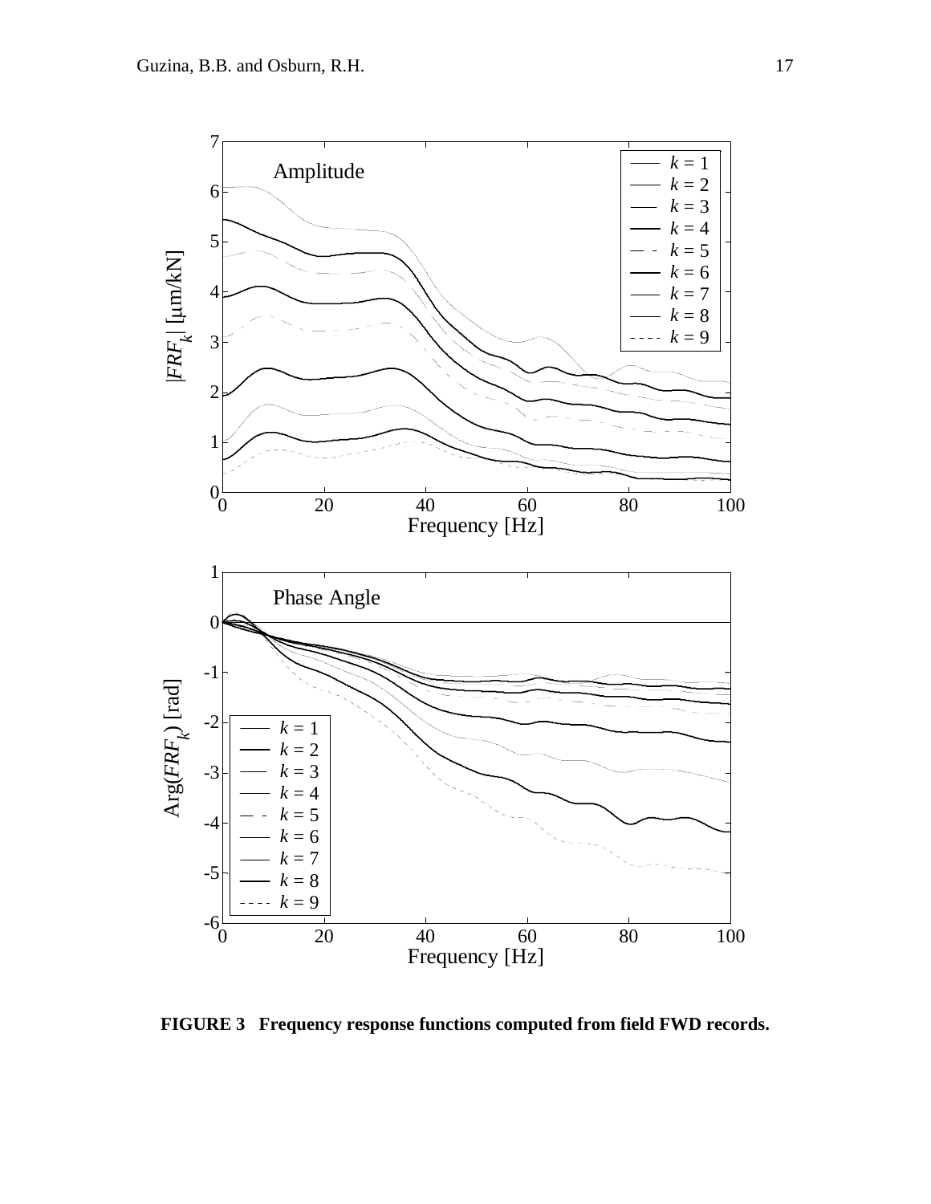**FIGURE 3 Frequency response functions computed from field FWD records.**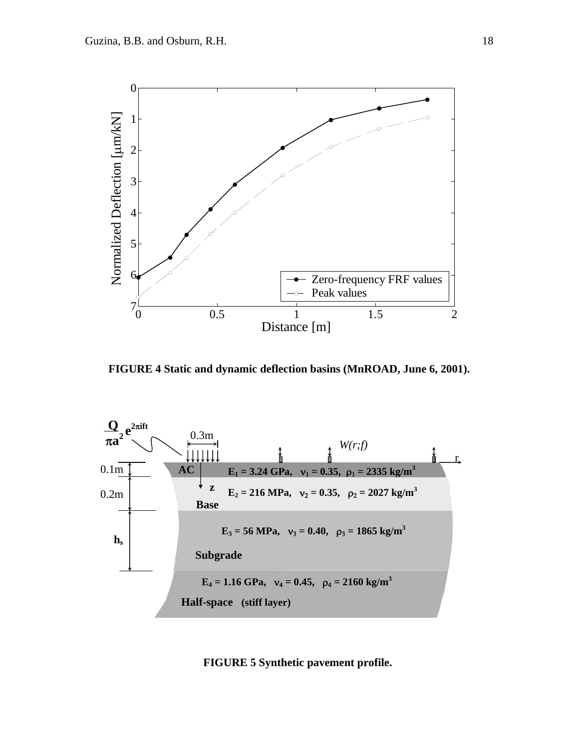FIGURE 4 Static and dynamic deflection basins (MnROAD, June 6, 2001).

FIGURE 5 Synthetic pavement profile.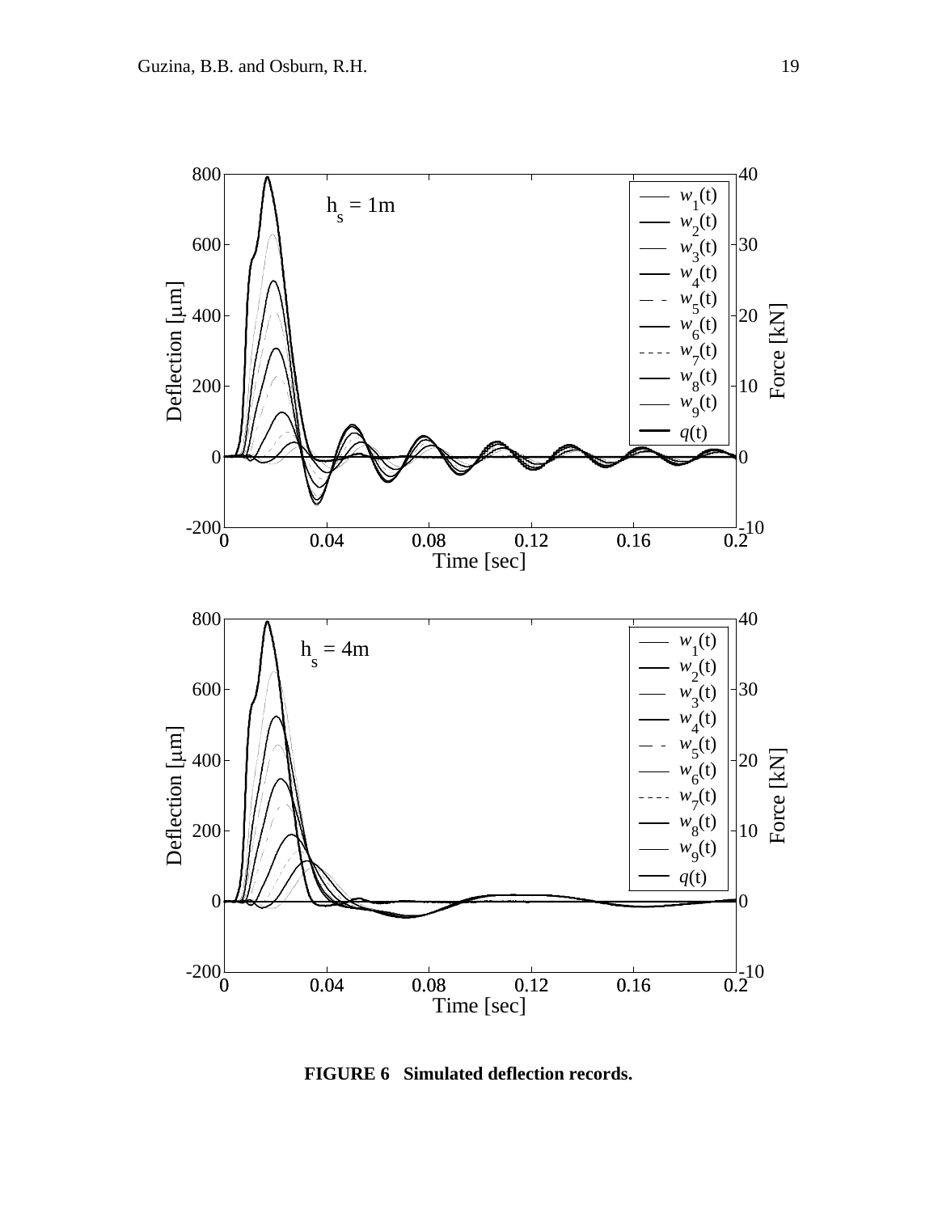**FIGURE 6 Simulated deflection records.**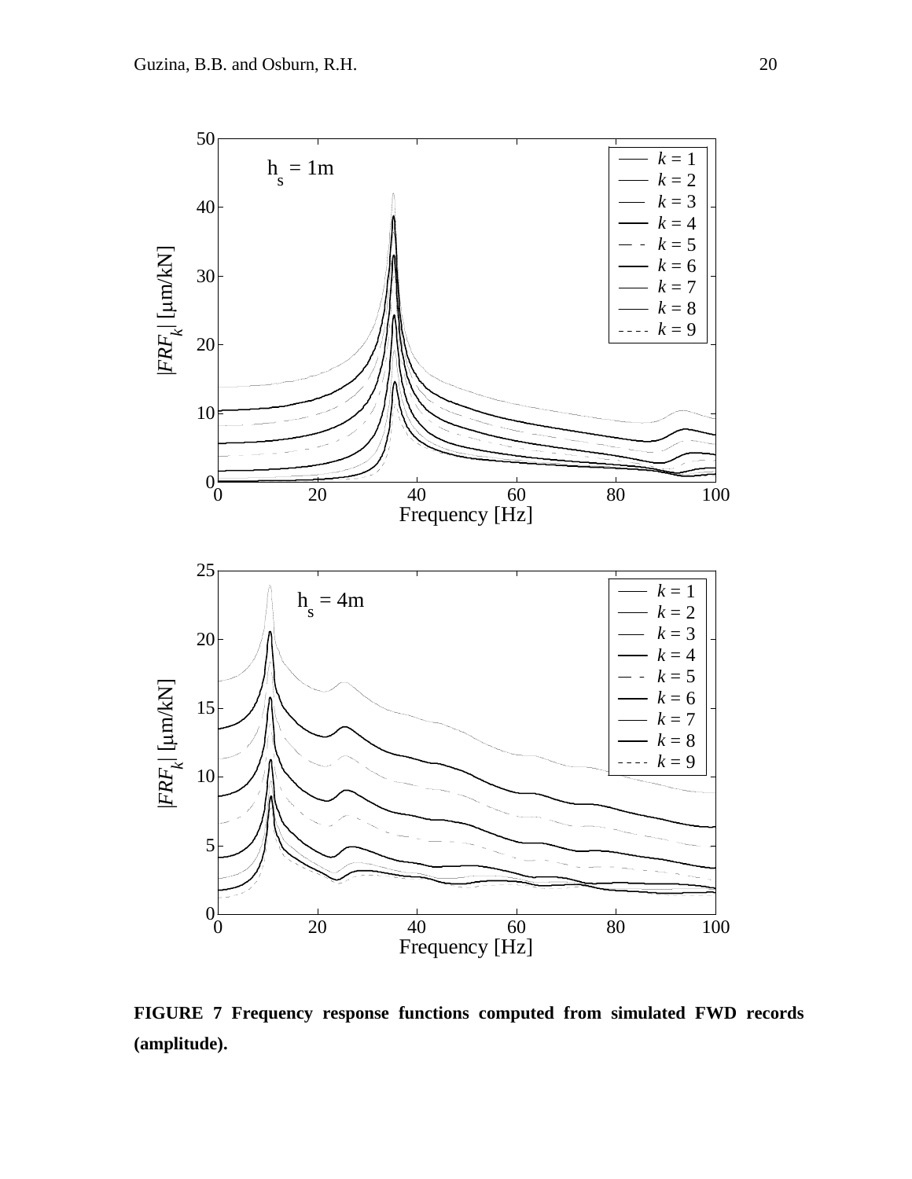**FIGURE 7 Frequency response functions computed from simulated FWD records (amplitude).**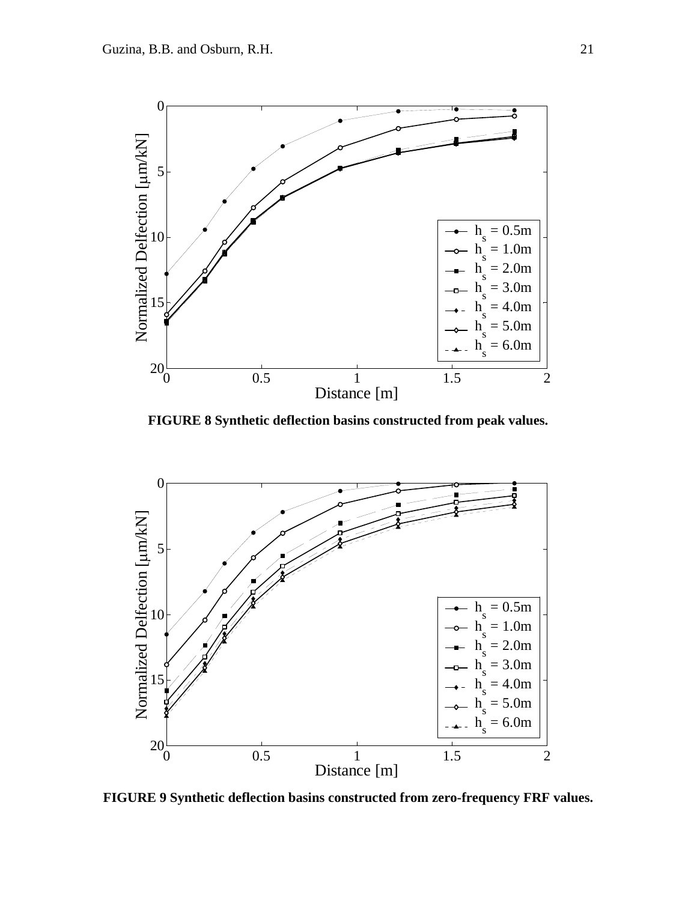**FIGURE 8 Synthetic deflection basins constructed from peak values.**

**FIGURE 9 Synthetic deflection basins constructed from zero-frequency FRF values.**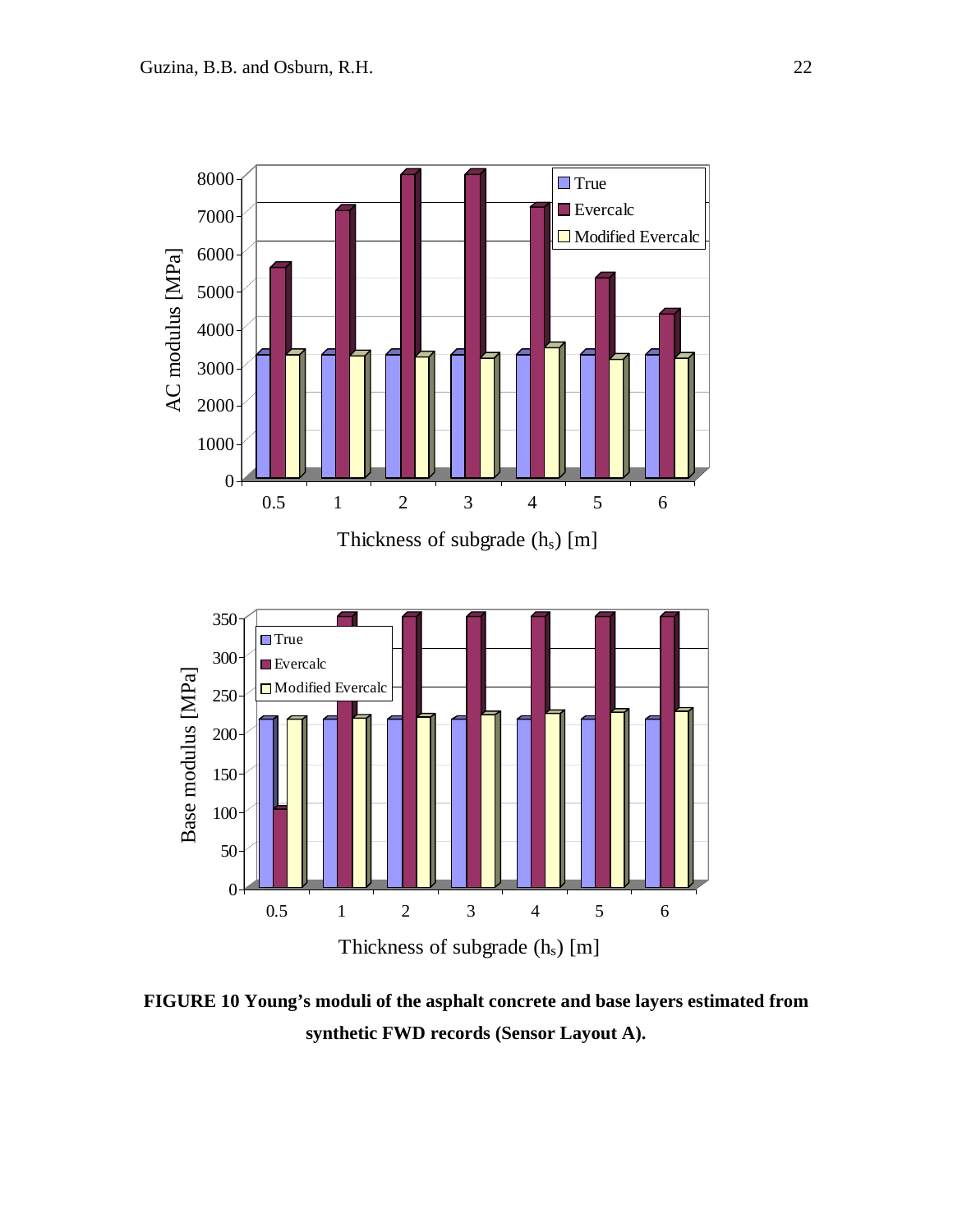**FIGURE 10 Young's moduli of the asphalt concrete and base layers estimated from synthetic FWD records (Sensor Layout A).**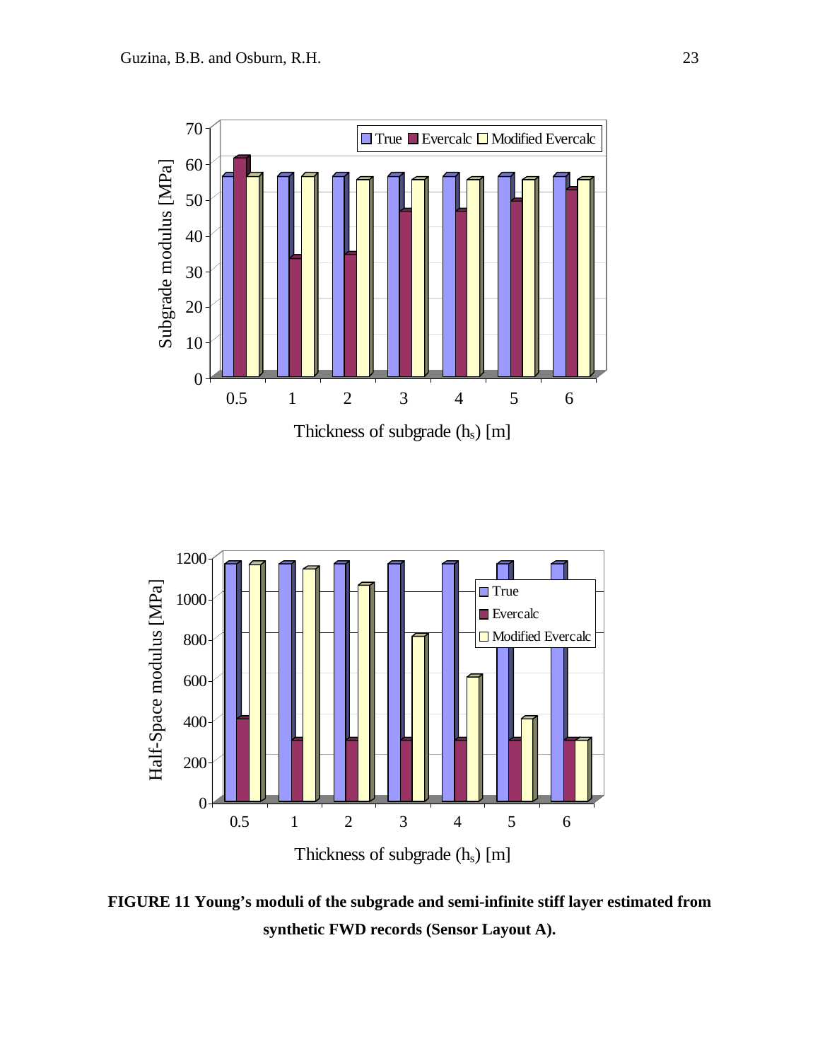**FIGURE 11 Young's moduli of the subgrade and semi-infinite stiff layer estimated from synthetic FWD records (Sensor Layout A).**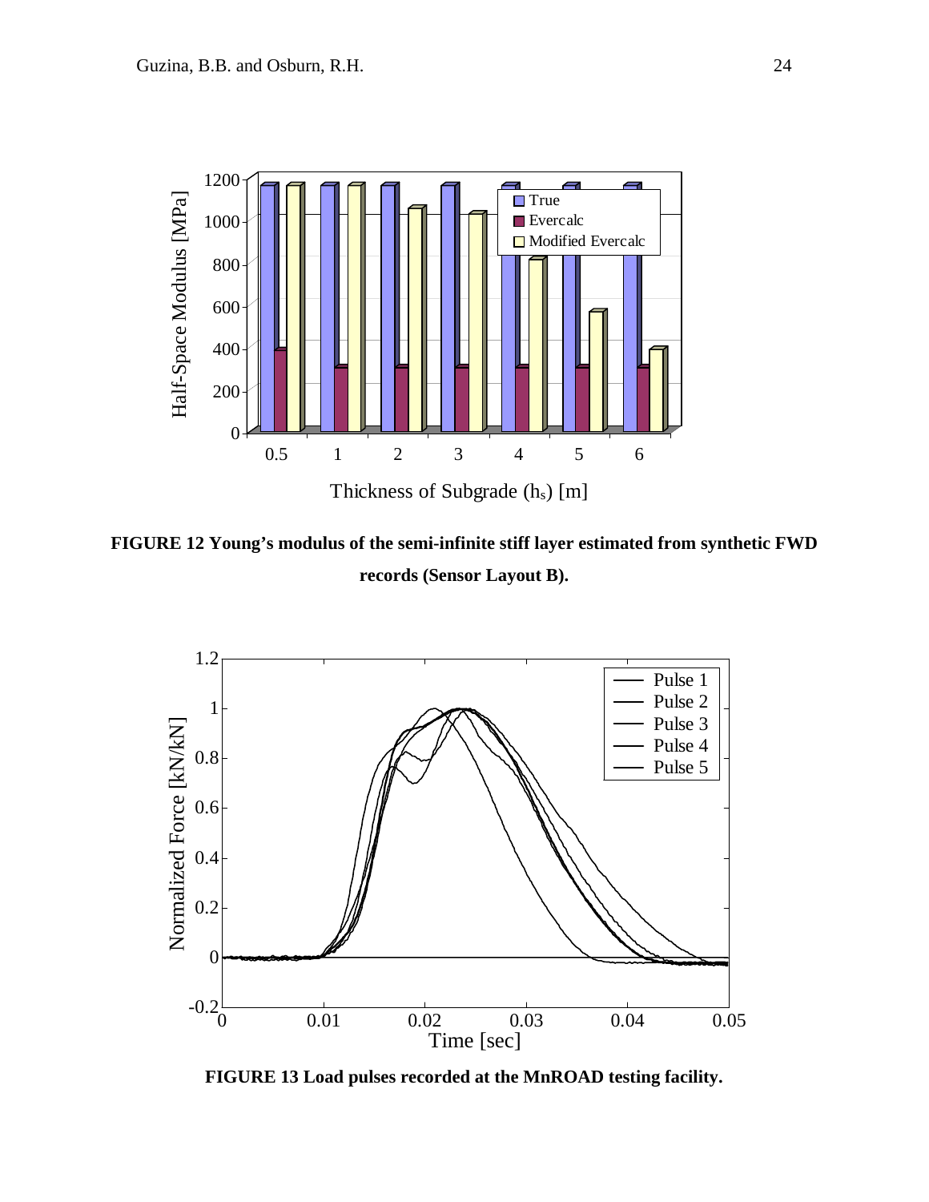FIGURE 12 Young's modulus of the semi-infinite stiff layer estimated from synthetic FWD records (Sensor Layout B).

FIGURE 13 Load pulses recorded at the MnROAD testing facility.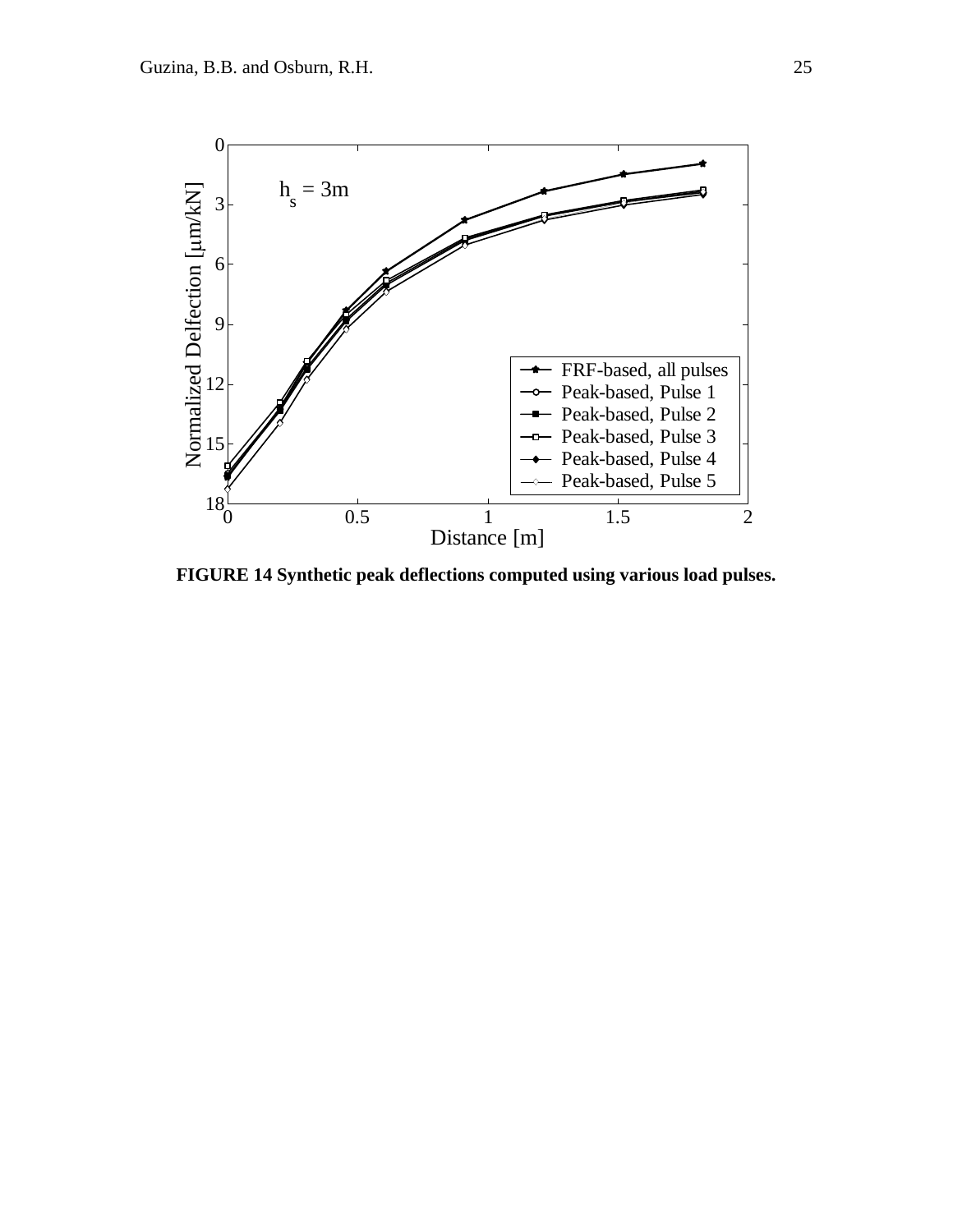0

3

6

9

12

15

18

0 0.5 1 1.5 2

Distance [m]

Normalized Delfection [μm/kN]

$h_s$ = 3m

FRF-based, all pulses
Peak-based, Pulse 1
Peak-based, Pulse 2
Peak-based, Pulse 3
Peak-based, Pulse 4
Peak-based, Pulse 5

**FIGURE 14 Synthetic peak deflections computed using various load pulses.**